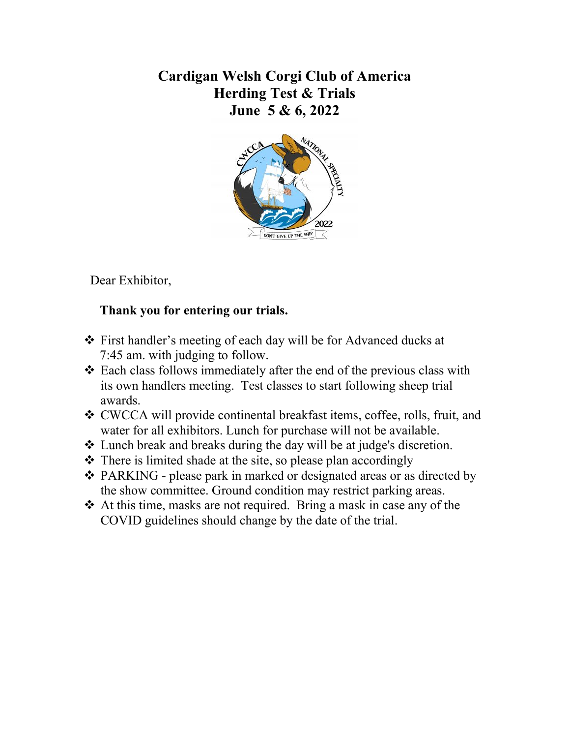# Cardigan Welsh Corgi Club of America
# Herding Test & Trials
# June 5 & 6, 2022

Dear Exhibitor,

**Thank you for entering our trials.**

- First handler's meeting of each day will be for Advanced ducks at 7:45 am. with judging to follow.
- Each class follows immediately after the end of the previous class with its own handlers meeting. Test classes to start following sheep trial awards.
- CWCCA will provide continental breakfast items, coffee, rolls, fruit, and water for all exhibitors. Lunch for purchase will not be available.
- Lunch break and breaks during the day will be at judge's discretion.
- There is limited shade at the site, so please plan accordingly
- PARKING - please park in marked or designated areas or as directed by the show committee. Ground condition may restrict parking areas.
- At this time, masks are not required. Bring a mask in case any of the COVID guidelines should change by the date of the trial.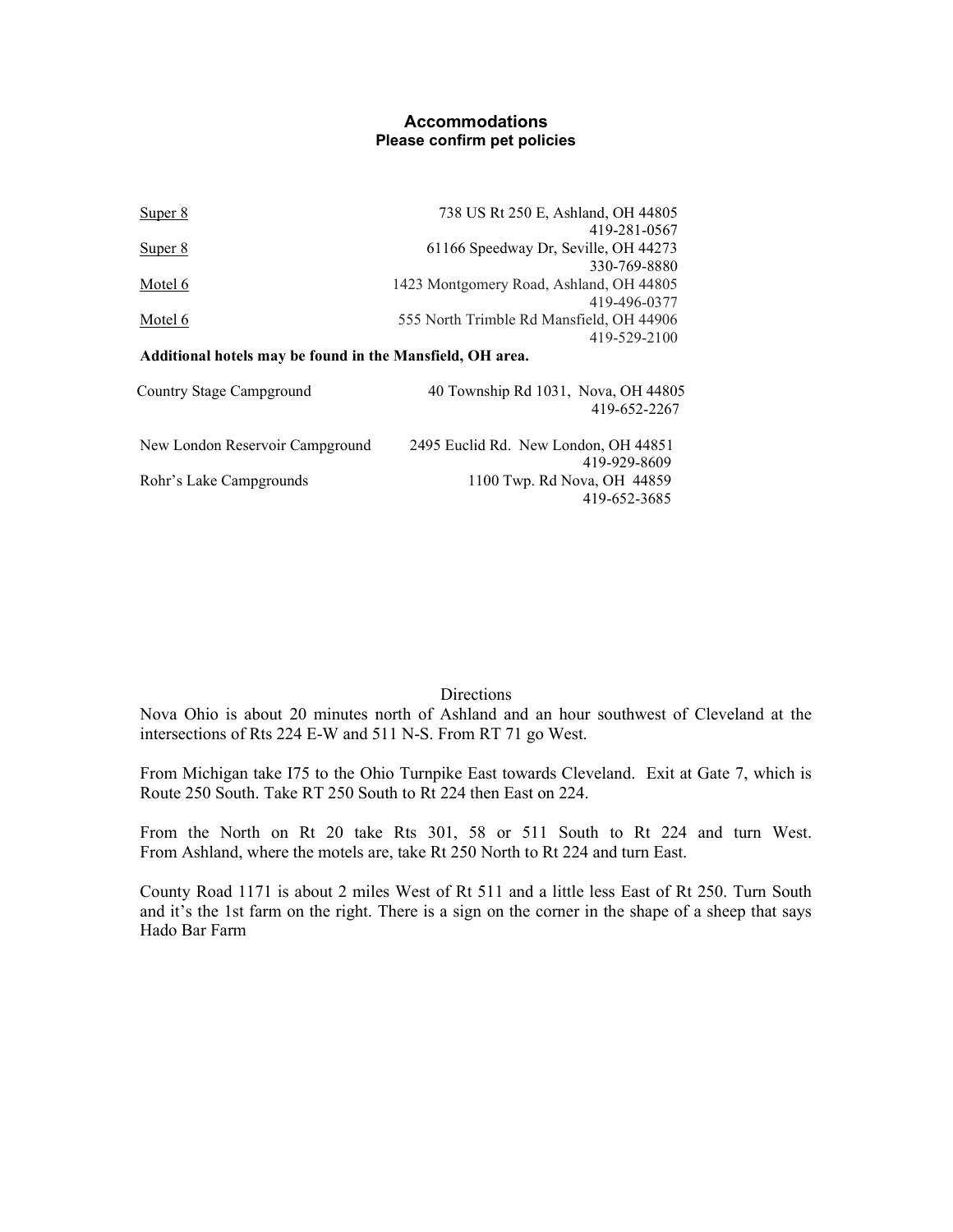## Accommodations

**Please confirm pet policies**

| | |
|---|---|
| Super 8 | 738 US Rt 250 E, Ashland, OH 44805 419-281-0567 |
| Super 8 | 61166 Speedway Dr, Seville, OH 44273 330-769-8880 |
| Motel 6 | 1423 Montgomery Road, Ashland, OH 44805 419-496-0377 |
| Motel 6 | 555 North Trimble Rd Mansfield, OH 44906 419-529-2100 |

**Additional hotels may be found in the Mansfield, OH area.**

| | |
|---|---|
| Country Stage Campground | 40 Township Rd 1031, Nova, OH 44805 419-652-2267 |
| New London Reservoir Campground | 2495 Euclid Rd. New London, OH 44851 419-929-8609 |
| Rohr's Lake Campgrounds | 1100 Twp. Rd Nova, OH 44859 419-652-3685 |

## Directions

Nova Ohio is about 20 minutes north of Ashland and an hour southwest of Cleveland at the intersections of Rts 224 E-W and 511 N-S. From RT 71 go West.

From Michigan take I75 to the Ohio Turnpike East towards Cleveland. Exit at Gate 7, which is Route 250 South. Take RT 250 South to Rt 224 then East on 224.

From the North on Rt 20 take Rts 301, 58 or 511 South to Rt 224 and turn West. From Ashland, where the motels are, take Rt 250 North to Rt 224 and turn East.

County Road 1171 is about 2 miles West of Rt 511 and a little less East of Rt 250. Turn South and it's the 1st farm on the right. There is a sign on the corner in the shape of a sheep that says Hado Bar Farm